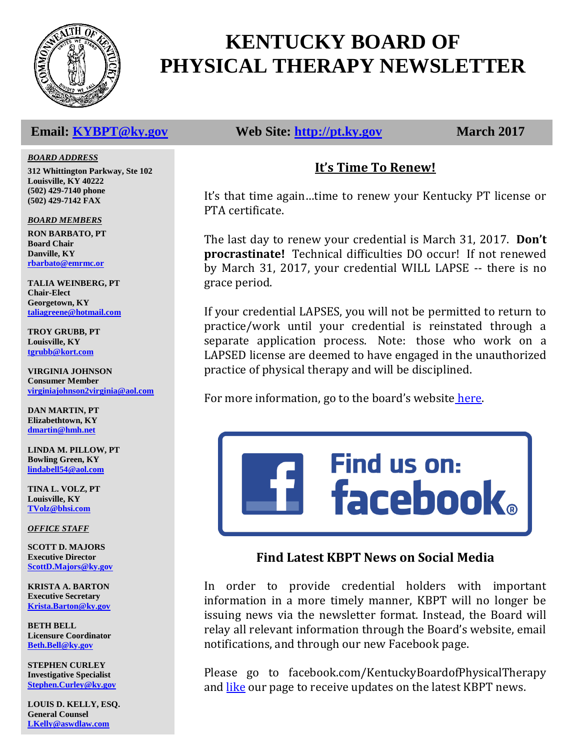# KENTUCKY BOARD OF PHYSICAL THERAPY NEWSLETTER

**Email: KYBPT@ky.gov** **Web Site: http://pt.ky.gov** **March 2017**

***BOARD ADDRESS***

**312 Whittington Parkway, Ste 102**
**Louisville, KY 40222**
**(502) 429-7140 phone**
**(502) 429-7142 FAX**

***BOARD MEMBERS***

**RON BARBATO, PT**
**Board Chair**
**Danville, KY**
**rbarbato@emrmc.or**

**TALIA WEINBERG, PT**
**Chair-Elect**
**Georgetown, KY**
**taliagreene@hotmail.com**

**TROY GRUBB, PT**
**Louisville, KY**
**tgrubb@kort.com**

**VIRGINIA JOHNSON**
**Consumer Member**
**virginiajohnson2virginia@aol.com**

**DAN MARTIN, PT**
**Elizabethtown, KY**
**dmartin@hmh.net**

**LINDA M. PILLOW, PT**
**Bowling Green, KY**
**lindabell54@aol.com**

**TINA L. VOLZ, PT**
**Louisville, KY**
**TVolz@bhsi.com**

***OFFICE STAFF***

**SCOTT D. MAJORS**
**Executive Director**
**ScottD.Majors@ky.gov**

**KRISTA A. BARTON**
**Executive Secretary**
**Krista.Barton@ky.gov**

**BETH BELL**
**Licensure Coordinator**
**Beth.Bell@ky.gov**

**STEPHEN CURLEY**
**Investigative Specialist**
**Stephen.Curley@ky.gov**

**LOUIS D. KELLY, ESQ.**
**General Counsel**
**LKelly@aswdlaw.com**

## It's Time To Renew!

It's that time again…time to renew your Kentucky PT license or PTA certificate.

The last day to renew your credential is March 31, 2017. **Don't procrastinate!** Technical difficulties DO occur! If not renewed by March 31, 2017, your credential WILL LAPSE -- there is no grace period.

If your credential LAPSES, you will not be permitted to return to practice/work until your credential is reinstated through a separate application process. Note: those who work on a LAPSED license are deemed to have engaged in the unauthorized practice of physical therapy and will be disciplined.

For more information, go to the board's website here.

Find us on: facebook

### Find Latest KBPT News on Social Media

In order to provide credential holders with important information in a more timely manner, KBPT will no longer be issuing news via the newsletter format. Instead, the Board will relay all relevant information through the Board's website, email notifications, and through our new Facebook page.

Please go to facebook.com/KentuckyBoardofPhysicalTherapy and like our page to receive updates on the latest KBPT news.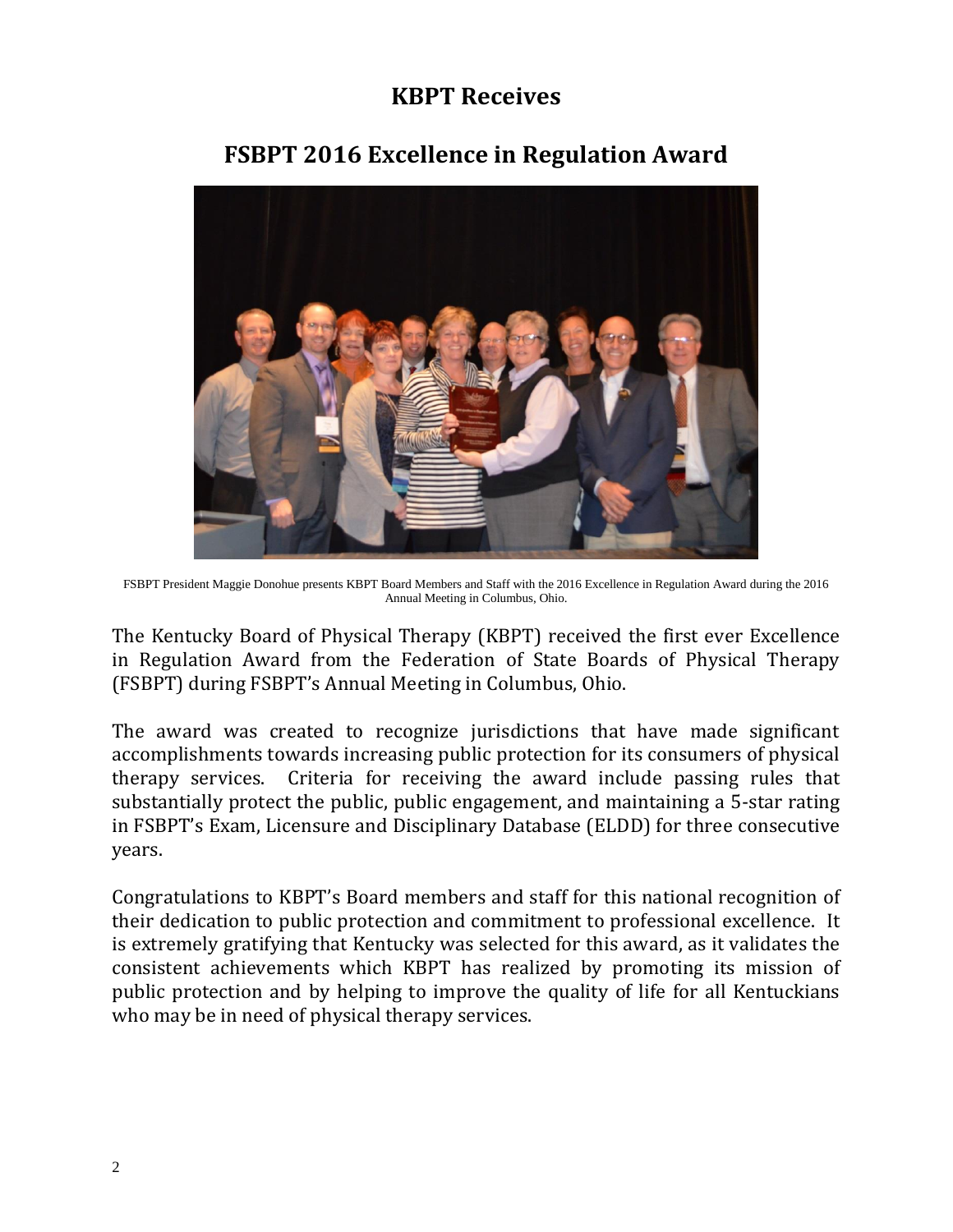# KBPT Receives

## FSBPT 2016 Excellence in Regulation Award

FSBPT President Maggie Donohue presents KBPT Board Members and Staff with the 2016 Excellence in Regulation Award during the 2016 Annual Meeting in Columbus, Ohio.

The Kentucky Board of Physical Therapy (KBPT) received the first ever Excellence in Regulation Award from the Federation of State Boards of Physical Therapy (FSBPT) during FSBPT's Annual Meeting in Columbus, Ohio.

The award was created to recognize jurisdictions that have made significant accomplishments towards increasing public protection for its consumers of physical therapy services. Criteria for receiving the award include passing rules that substantially protect the public, public engagement, and maintaining a 5-star rating in FSBPT's Exam, Licensure and Disciplinary Database (ELDD) for three consecutive years.

Congratulations to KBPT's Board members and staff for this national recognition of their dedication to public protection and commitment to professional excellence. It is extremely gratifying that Kentucky was selected for this award, as it validates the consistent achievements which KBPT has realized by promoting its mission of public protection and by helping to improve the quality of life for all Kentuckians who may be in need of physical therapy services.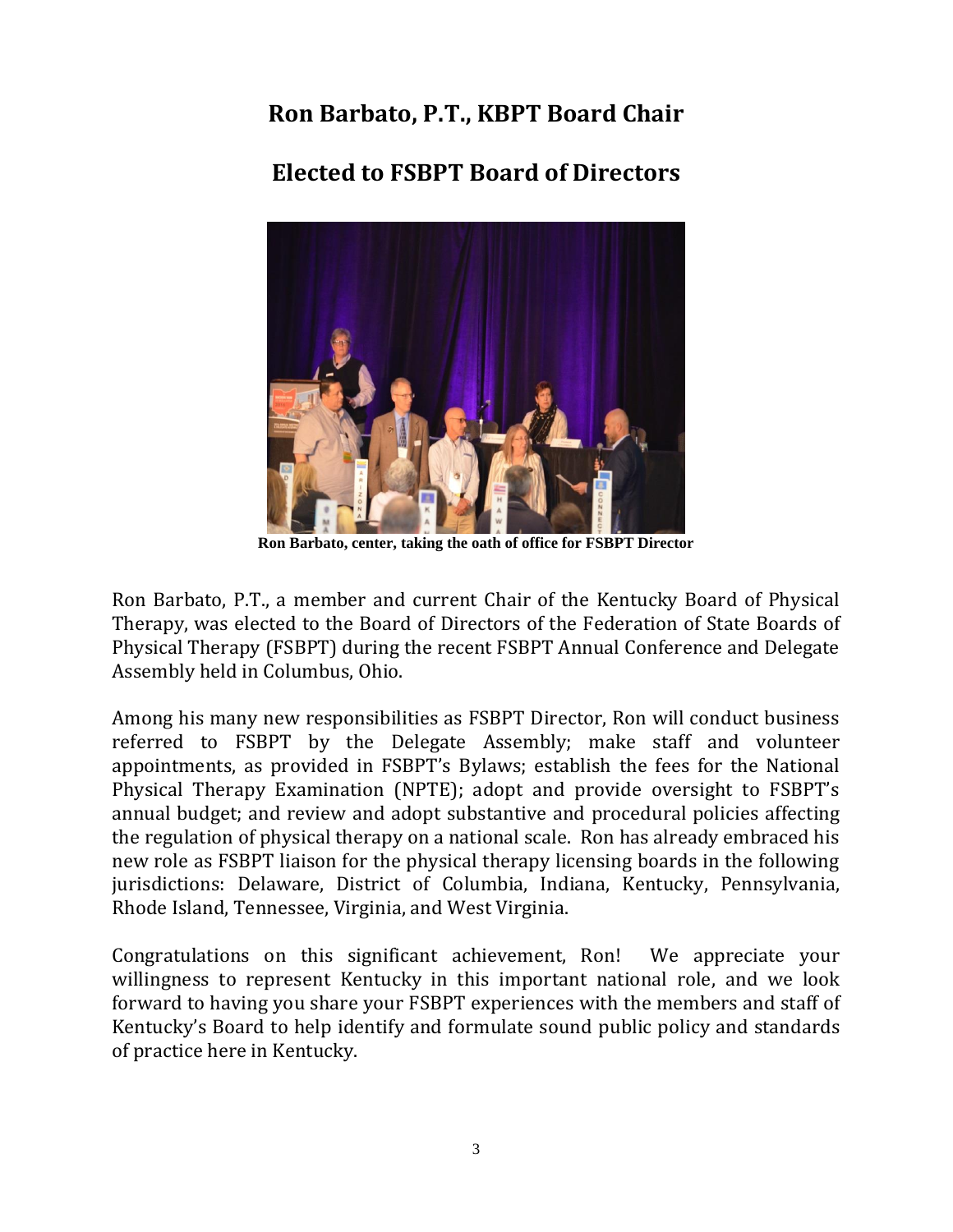# Ron Barbato, P.T., KBPT Board Chair

# Elected to FSBPT Board of Directors

**Ron Barbato, center, taking the oath of office for FSBPT Director**

Ron Barbato, P.T., a member and current Chair of the Kentucky Board of Physical Therapy, was elected to the Board of Directors of the Federation of State Boards of Physical Therapy (FSBPT) during the recent FSBPT Annual Conference and Delegate Assembly held in Columbus, Ohio.

Among his many new responsibilities as FSBPT Director, Ron will conduct business referred to FSBPT by the Delegate Assembly; make staff and volunteer appointments, as provided in FSBPT's Bylaws; establish the fees for the National Physical Therapy Examination (NPTE); adopt and provide oversight to FSBPT's annual budget; and review and adopt substantive and procedural policies affecting the regulation of physical therapy on a national scale. Ron has already embraced his new role as FSBPT liaison for the physical therapy licensing boards in the following jurisdictions: Delaware, District of Columbia, Indiana, Kentucky, Pennsylvania, Rhode Island, Tennessee, Virginia, and West Virginia.

Congratulations on this significant achievement, Ron! We appreciate your willingness to represent Kentucky in this important national role, and we look forward to having you share your FSBPT experiences with the members and staff of Kentucky's Board to help identify and formulate sound public policy and standards of practice here in Kentucky.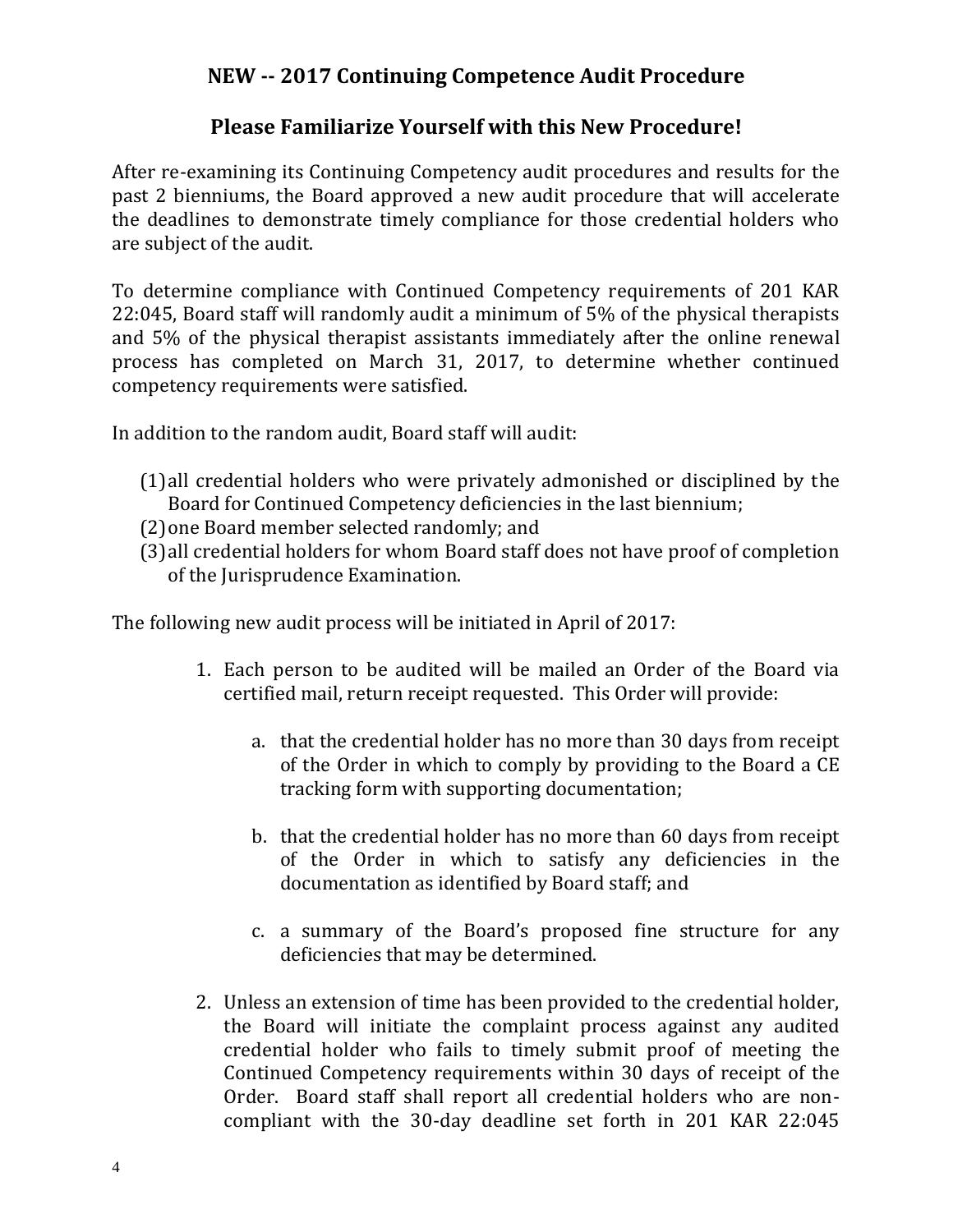## NEW -- 2017 Continuing Competence Audit Procedure

## Please Familiarize Yourself with this New Procedure!

After re-examining its Continuing Competency audit procedures and results for the past 2 bienniums, the Board approved a new audit procedure that will accelerate the deadlines to demonstrate timely compliance for those credential holders who are subject of the audit.

To determine compliance with Continued Competency requirements of 201 KAR 22:045, Board staff will randomly audit a minimum of 5% of the physical therapists and 5% of the physical therapist assistants immediately after the online renewal process has completed on March 31, 2017, to determine whether continued competency requirements were satisfied.

In addition to the random audit, Board staff will audit:

(1) all credential holders who were privately admonished or disciplined by the Board for Continued Competency deficiencies in the last biennium;
(2) one Board member selected randomly; and
(3) all credential holders for whom Board staff does not have proof of completion of the Jurisprudence Examination.

The following new audit process will be initiated in April of 2017:

1. Each person to be audited will be mailed an Order of the Board via certified mail, return receipt requested. This Order will provide:

    a. that the credential holder has no more than 30 days from receipt of the Order in which to comply by providing to the Board a CE tracking form with supporting documentation;

    b. that the credential holder has no more than 60 days from receipt of the Order in which to satisfy any deficiencies in the documentation as identified by Board staff; and

    c. a summary of the Board's proposed fine structure for any deficiencies that may be determined.

2. Unless an extension of time has been provided to the credential holder, the Board will initiate the complaint process against any audited credential holder who fails to timely submit proof of meeting the Continued Competency requirements within 30 days of receipt of the Order. Board staff shall report all credential holders who are non-compliant with the 30-day deadline set forth in 201 KAR 22:045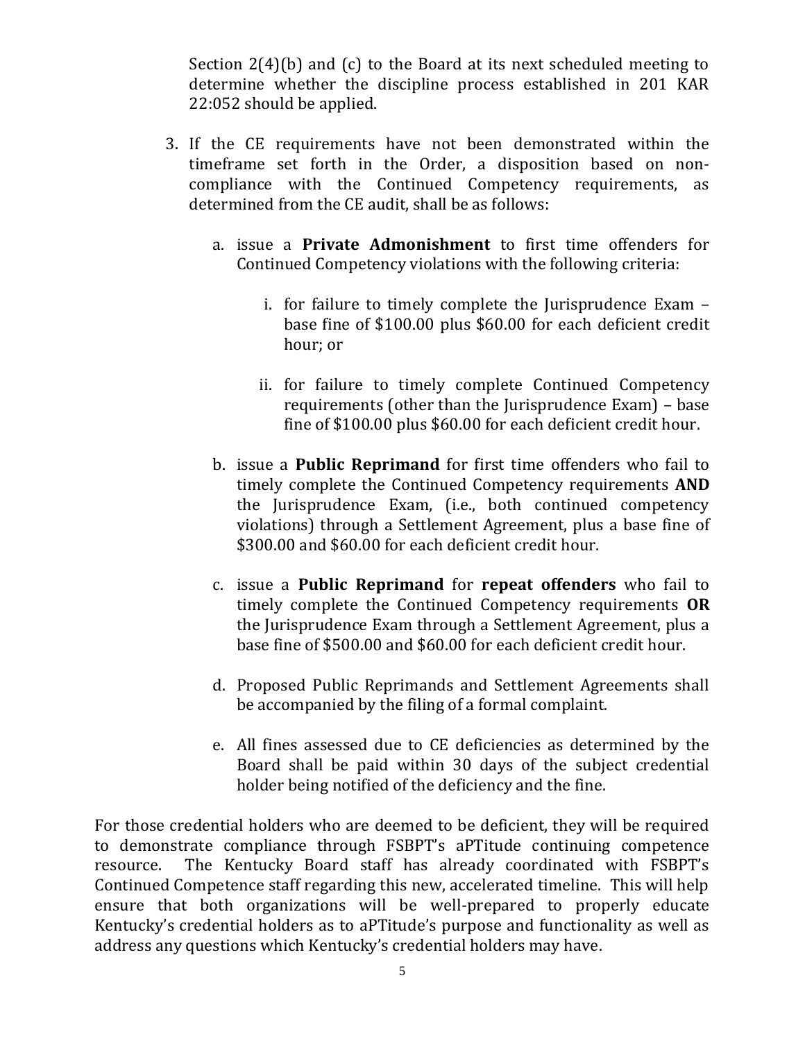Section 2(4)(b) and (c) to the Board at its next scheduled meeting to determine whether the discipline process established in 201 KAR 22:052 should be applied.

3. If the CE requirements have not been demonstrated within the timeframe set forth in the Order, a disposition based on non-compliance with the Continued Competency requirements, as determined from the CE audit, shall be as follows:

   a. issue a **Private Admonishment** to first time offenders for Continued Competency violations with the following criteria:

      i. for failure to timely complete the Jurisprudence Exam – base fine of $100.00 plus $60.00 for each deficient credit hour; or

      ii. for failure to timely complete Continued Competency requirements (other than the Jurisprudence Exam) – base fine of $100.00 plus $60.00 for each deficient credit hour.

   b. issue a **Public Reprimand** for first time offenders who fail to timely complete the Continued Competency requirements **AND** the Jurisprudence Exam, (i.e., both continued competency violations) through a Settlement Agreement, plus a base fine of $300.00 and $60.00 for each deficient credit hour.

   c. issue a **Public Reprimand** for **repeat offenders** who fail to timely complete the Continued Competency requirements **OR** the Jurisprudence Exam through a Settlement Agreement, plus a base fine of $500.00 and $60.00 for each deficient credit hour.

   d. Proposed Public Reprimands and Settlement Agreements shall be accompanied by the filing of a formal complaint.

   e. All fines assessed due to CE deficiencies as determined by the Board shall be paid within 30 days of the subject credential holder being notified of the deficiency and the fine.

For those credential holders who are deemed to be deficient, they will be required to demonstrate compliance through FSBPT's aPTitude continuing competence resource. The Kentucky Board staff has already coordinated with FSBPT's Continued Competence staff regarding this new, accelerated timeline. This will help ensure that both organizations will be well-prepared to properly educate Kentucky's credential holders as to aPTitude's purpose and functionality as well as address any questions which Kentucky's credential holders may have.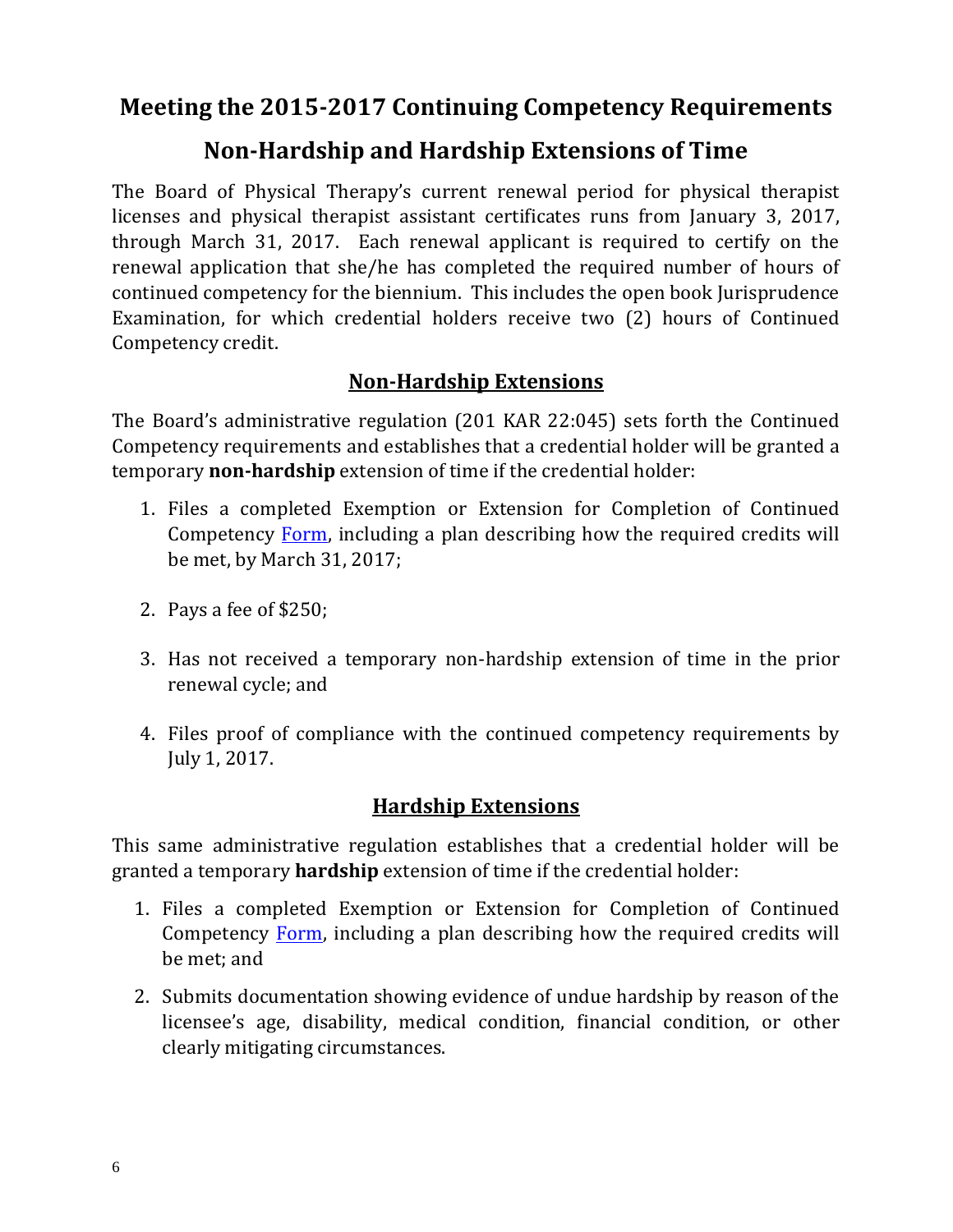# Meeting the 2015-2017 Continuing Competency Requirements

## Non-Hardship and Hardship Extensions of Time

The Board of Physical Therapy's current renewal period for physical therapist licenses and physical therapist assistant certificates runs from January 3, 2017, through March 31, 2017. Each renewal applicant is required to certify on the renewal application that she/he has completed the required number of hours of continued competency for the biennium. This includes the open book Jurisprudence Examination, for which credential holders receive two (2) hours of Continued Competency credit.

### Non-Hardship Extensions

The Board's administrative regulation (201 KAR 22:045) sets forth the Continued Competency requirements and establishes that a credential holder will be granted a temporary **non-hardship** extension of time if the credential holder:

1. Files a completed Exemption or Extension for Completion of Continued Competency Form, including a plan describing how the required credits will be met, by March 31, 2017;
2. Pays a fee of $250;
3. Has not received a temporary non-hardship extension of time in the prior renewal cycle; and
4. Files proof of compliance with the continued competency requirements by July 1, 2017.

### Hardship Extensions

This same administrative regulation establishes that a credential holder will be granted a temporary **hardship** extension of time if the credential holder:

1. Files a completed Exemption or Extension for Completion of Continued Competency Form, including a plan describing how the required credits will be met; and
2. Submits documentation showing evidence of undue hardship by reason of the licensee's age, disability, medical condition, financial condition, or other clearly mitigating circumstances.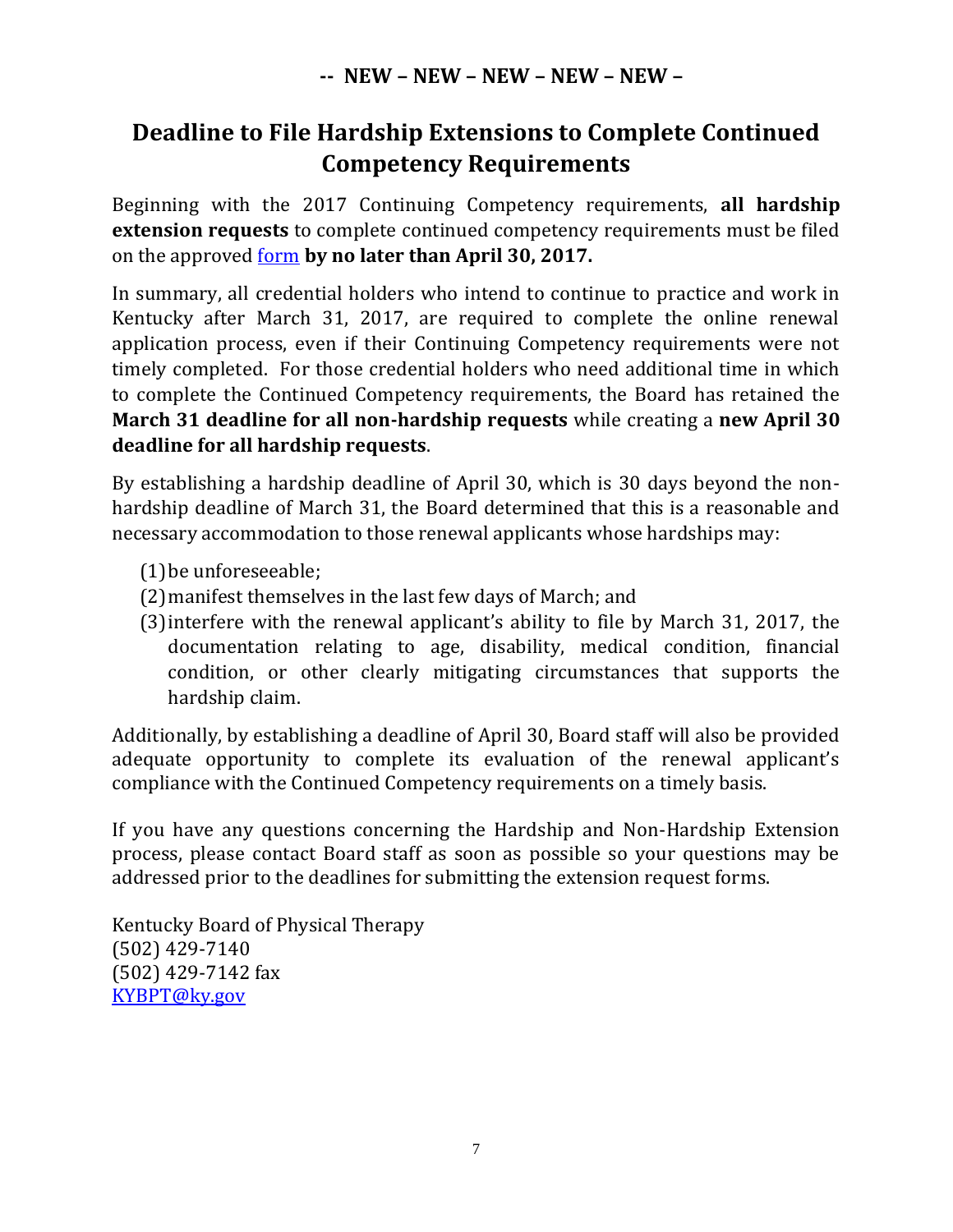**-- NEW – NEW – NEW – NEW – NEW –**

# Deadline to File Hardship Extensions to Complete Continued Competency Requirements

Beginning with the 2017 Continuing Competency requirements, **all hardship extension requests** to complete continued competency requirements must be filed on the approved form **by no later than April 30, 2017.**

In summary, all credential holders who intend to continue to practice and work in Kentucky after March 31, 2017, are required to complete the online renewal application process, even if their Continuing Competency requirements were not timely completed. For those credential holders who need additional time in which to complete the Continued Competency requirements, the Board has retained the **March 31 deadline for all non-hardship requests** while creating a **new April 30 deadline for all hardship requests**.

By establishing a hardship deadline of April 30, which is 30 days beyond the non-hardship deadline of March 31, the Board determined that this is a reasonable and necessary accommodation to those renewal applicants whose hardships may:

(1) be unforeseeable;
(2) manifest themselves in the last few days of March; and
(3) interfere with the renewal applicant's ability to file by March 31, 2017, the documentation relating to age, disability, medical condition, financial condition, or other clearly mitigating circumstances that supports the hardship claim.

Additionally, by establishing a deadline of April 30, Board staff will also be provided adequate opportunity to complete its evaluation of the renewal applicant's compliance with the Continued Competency requirements on a timely basis.

If you have any questions concerning the Hardship and Non-Hardship Extension process, please contact Board staff as soon as possible so your questions may be addressed prior to the deadlines for submitting the extension request forms.

Kentucky Board of Physical Therapy
(502) 429-7140
(502) 429-7142 fax
KYBPT@ky.gov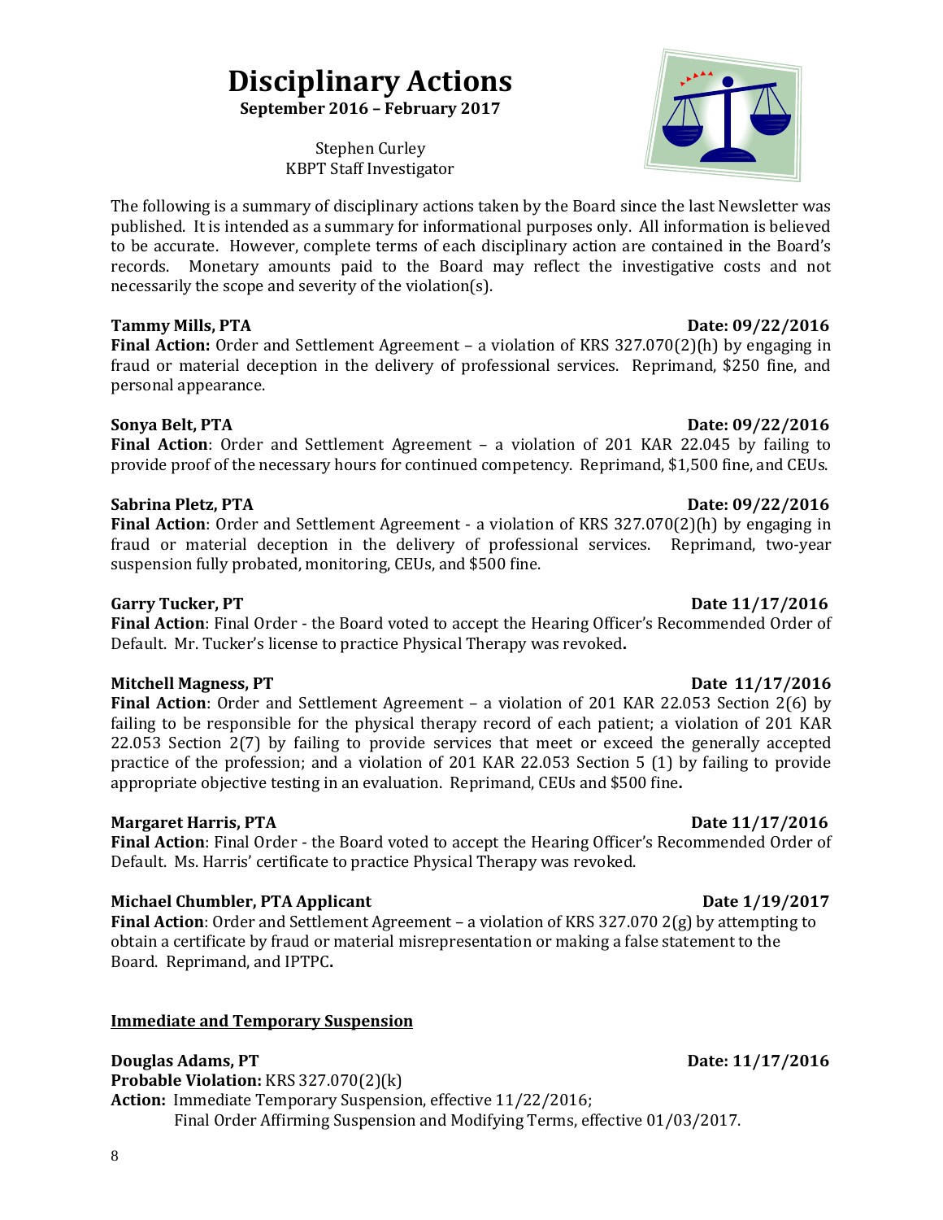# Disciplinary Actions

**September 2016 – February 2017**

Stephen Curley
KBPT Staff Investigator

The following is a summary of disciplinary actions taken by the Board since the last Newsletter was published. It is intended as a summary for informational purposes only. All information is believed to be accurate. However, complete terms of each disciplinary action are contained in the Board's records. Monetary amounts paid to the Board may reflect the investigative costs and not necessarily the scope and severity of the violation(s).

**Tammy Mills, PTA** **Date: 09/22/2016**
**Final Action:** Order and Settlement Agreement – a violation of KRS 327.070(2)(h) by engaging in fraud or material deception in the delivery of professional services. Reprimand, $250 fine, and personal appearance.

**Sonya Belt, PTA** **Date: 09/22/2016**
**Final Action**: Order and Settlement Agreement – a violation of 201 KAR 22.045 by failing to provide proof of the necessary hours for continued competency. Reprimand, $1,500 fine, and CEUs.

**Sabrina Pletz, PTA** **Date: 09/22/2016**
**Final Action**: Order and Settlement Agreement - a violation of KRS 327.070(2)(h) by engaging in fraud or material deception in the delivery of professional services. Reprimand, two-year suspension fully probated, monitoring, CEUs, and $500 fine.

**Garry Tucker, PT** **Date 11/17/2016**
**Final Action**: Final Order - the Board voted to accept the Hearing Officer's Recommended Order of Default. Mr. Tucker's license to practice Physical Therapy was revoked**.**

**Mitchell Magness, PT** **Date 11/17/2016**
**Final Action**: Order and Settlement Agreement – a violation of 201 KAR 22.053 Section 2(6) by failing to be responsible for the physical therapy record of each patient; a violation of 201 KAR 22.053 Section 2(7) by failing to provide services that meet or exceed the generally accepted practice of the profession; and a violation of 201 KAR 22.053 Section 5 (1) by failing to provide appropriate objective testing in an evaluation. Reprimand, CEUs and $500 fine**.**

**Margaret Harris, PTA** **Date 11/17/2016**
**Final Action**: Final Order - the Board voted to accept the Hearing Officer's Recommended Order of Default. Ms. Harris' certificate to practice Physical Therapy was revoked.

**Michael Chumbler, PTA Applicant** **Date 1/19/2017**
**Final Action**: Order and Settlement Agreement – a violation of KRS 327.070 2(g) by attempting to obtain a certificate by fraud or material misrepresentation or making a false statement to the Board. Reprimand, and IPTPC**.**

**Immediate and Temporary Suspension**

**Douglas Adams, PT** **Date: 11/17/2016**
**Probable Violation:** KRS 327.070(2)(k)
**Action:** Immediate Temporary Suspension, effective 11/22/2016;
Final Order Affirming Suspension and Modifying Terms, effective 01/03/2017.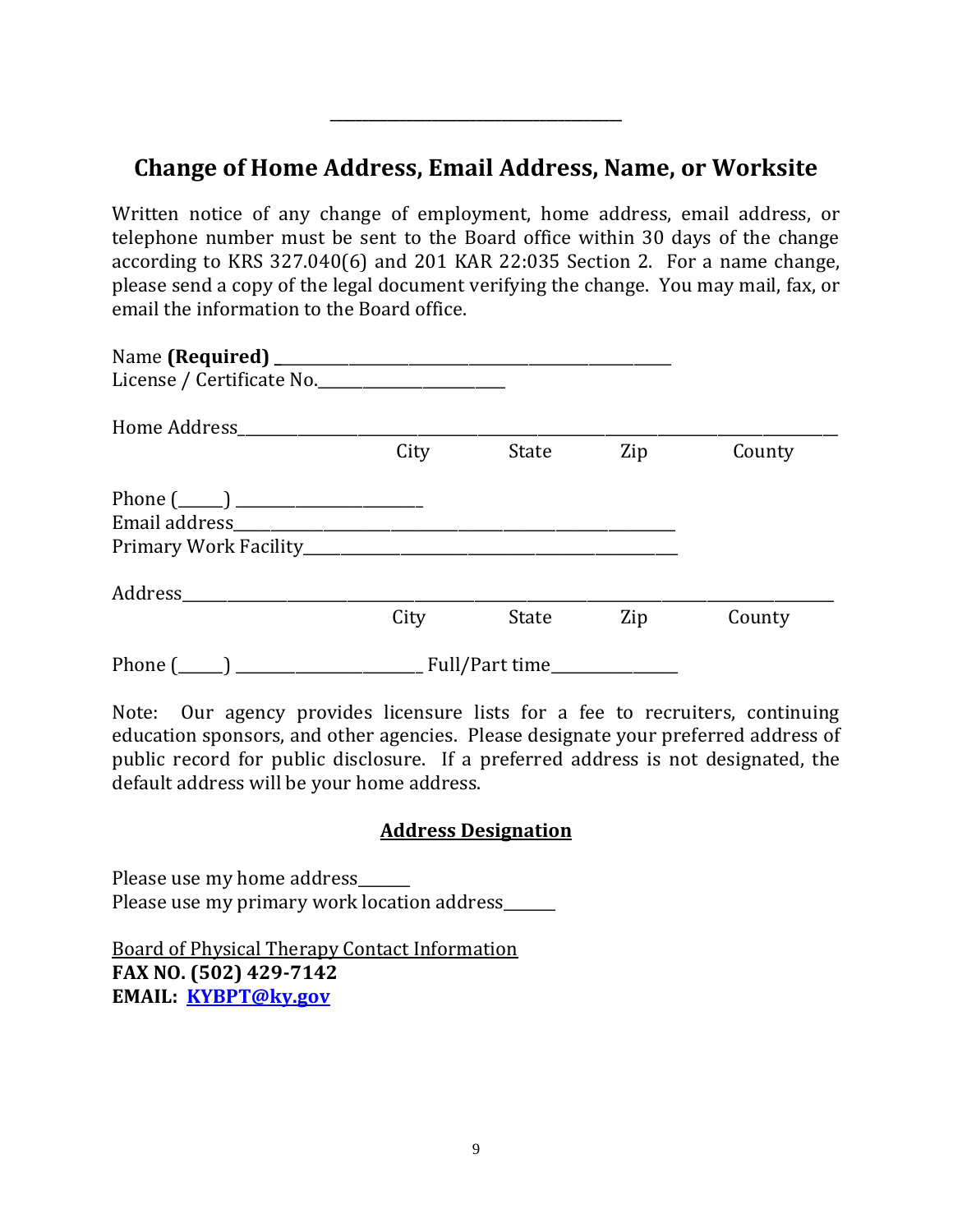\_\_\_\_\_\_\_\_\_\_\_\_\_\_\_\_\_\_\_\_\_\_\_\_\_\_\_\_\_\_\_\_\_\_

## Change of Home Address, Email Address, Name, or Worksite

Written notice of any change of employment, home address, email address, or telephone number must be sent to the Board office within 30 days of the change according to KRS 327.040(6) and 201 KAR 22:035 Section 2. For a name change, please send a copy of the legal document verifying the change. You may mail, fax, or email the information to the Board office.

Name **(Required)** \_\_\_\_\_\_\_\_\_\_\_\_\_\_\_\_\_\_\_\_\_\_\_\_\_\_\_\_\_\_\_\_\_\_\_\_\_\_\_\_\_\_\_\_\_\_\_\_

License / Certificate No.\_\_\_\_\_\_\_\_\_\_\_\_\_\_\_\_\_\_\_\_\_\_\_\_

Home Address\_\_\_\_\_\_\_\_\_\_\_\_\_\_\_\_\_\_\_\_\_\_\_\_\_\_\_\_\_\_\_\_\_\_\_\_\_\_\_\_\_\_\_\_\_\_\_\_\_\_\_\_\_\_\_\_\_\_\_\_\_\_\_\_\_\_\_\_\_\_\_\_\_\_\_\_

City State Zip County

Phone (\_\_\_\_\_\_) \_\_\_\_\_\_\_\_\_\_\_\_\_\_\_\_\_\_\_\_\_\_\_

Email address\_\_\_\_\_\_\_\_\_\_\_\_\_\_\_\_\_\_\_\_\_\_\_\_\_\_\_\_\_\_\_\_\_\_\_\_\_\_\_\_\_\_\_\_\_\_\_\_\_\_\_\_\_\_\_\_

Primary Work Facility\_\_\_\_\_\_\_\_\_\_\_\_\_\_\_\_\_\_\_\_\_\_\_\_\_\_\_\_\_\_\_\_\_\_\_\_\_\_\_\_\_\_\_\_\_\_\_\_

Address\_\_\_\_\_\_\_\_\_\_\_\_\_\_\_\_\_\_\_\_\_\_\_\_\_\_\_\_\_\_\_\_\_\_\_\_\_\_\_\_\_\_\_\_\_\_\_\_\_\_\_\_\_\_\_\_\_\_\_\_\_\_\_\_\_\_\_\_\_\_\_\_\_\_\_\_\_\_\_\_\_\_\_\_

City State Zip County

Phone (\_\_\_\_\_\_) \_\_\_\_\_\_\_\_\_\_\_\_\_\_\_\_\_\_\_\_\_\_\_ Full/Part time\_\_\_\_\_\_\_\_\_\_\_\_\_\_\_\_

Note: Our agency provides licensure lists for a fee to recruiters, continuing education sponsors, and other agencies. Please designate your preferred address of public record for public disclosure. If a preferred address is not designated, the default address will be your home address.

**Address Designation**

Please use my home address\_\_\_\_\_\_\_

Please use my primary work location address\_\_\_\_\_\_\_

Board of Physical Therapy Contact Information

**FAX NO. (502) 429-7142**

**EMAIL: KYBPT@ky.gov**